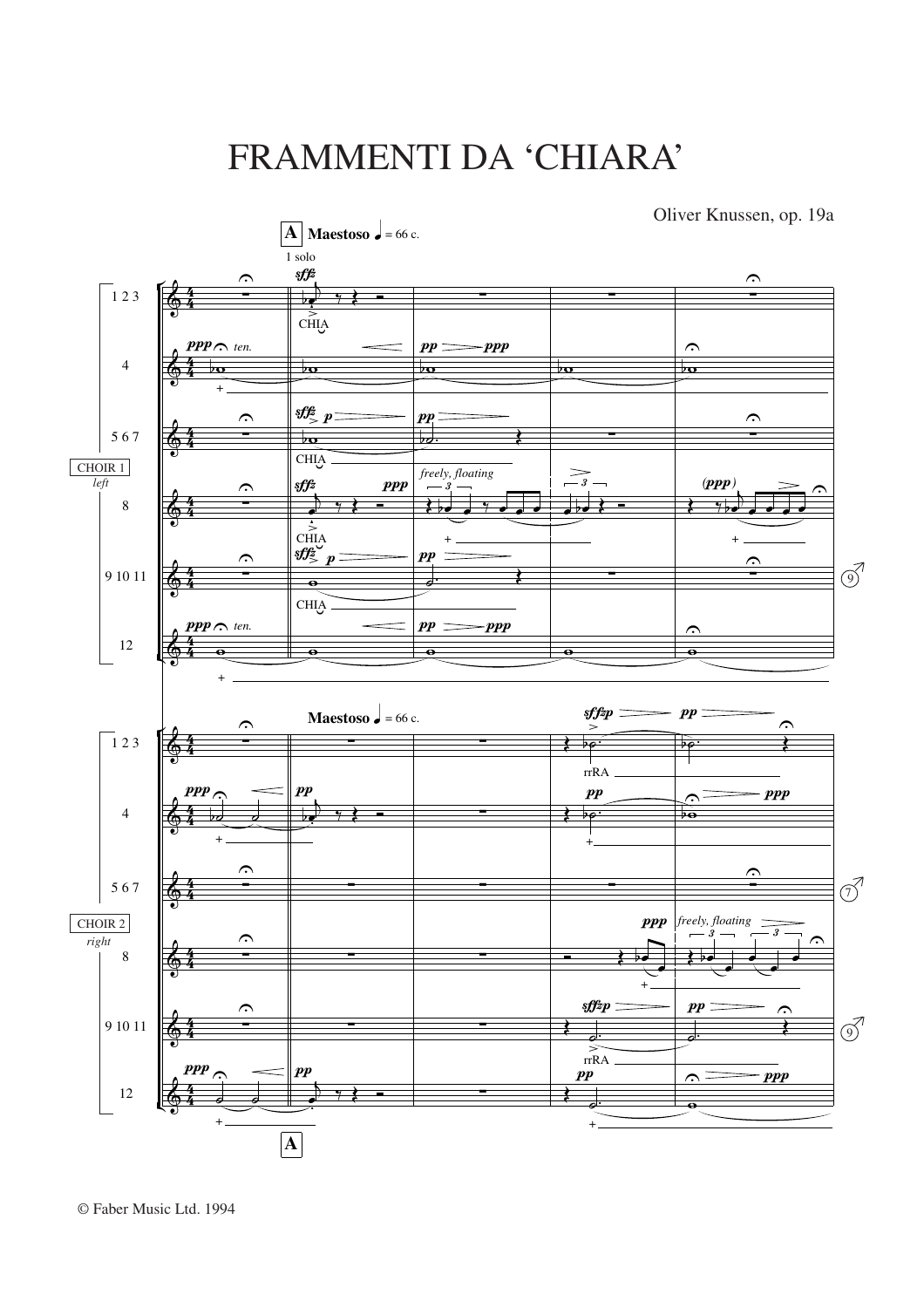# FRAMMENTI DA 'CHIARA'

Oliver Knussen, op. 19a

© Faber Music Ltd. 1994